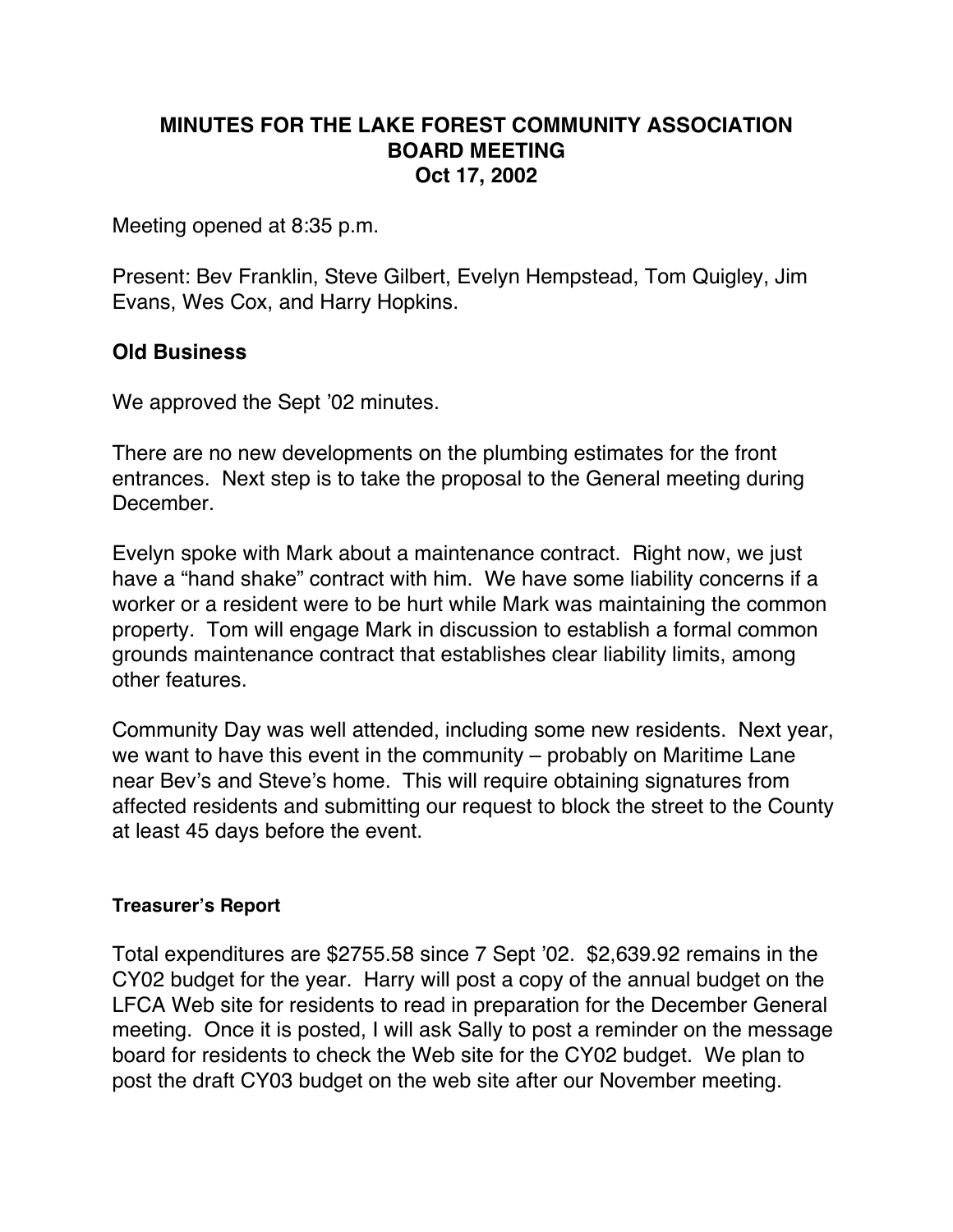# MINUTES FOR THE LAKE FOREST COMMUNITY ASSOCIATION BOARD MEETING
## Oct 17, 2002

Meeting opened at 8:35 p.m.

Present: Bev Franklin, Steve Gilbert, Evelyn Hempstead, Tom Quigley, Jim Evans, Wes Cox, and Harry Hopkins.

## Old Business

We approved the Sept '02 minutes.

There are no new developments on the plumbing estimates for the front entrances. Next step is to take the proposal to the General meeting during December.

Evelyn spoke with Mark about a maintenance contract. Right now, we just have a "hand shake" contract with him. We have some liability concerns if a worker or a resident were to be hurt while Mark was maintaining the common property. Tom will engage Mark in discussion to establish a formal common grounds maintenance contract that establishes clear liability limits, among other features.

Community Day was well attended, including some new residents. Next year, we want to have this event in the community – probably on Maritime Lane near Bev's and Steve's home. This will require obtaining signatures from affected residents and submitting our request to block the street to the County at least 45 days before the event.

### Treasurer's Report

Total expenditures are $2755.58 since 7 Sept '02. $2,639.92 remains in the CY02 budget for the year. Harry will post a copy of the annual budget on the LFCA Web site for residents to read in preparation for the December General meeting. Once it is posted, I will ask Sally to post a reminder on the message board for residents to check the Web site for the CY02 budget. We plan to post the draft CY03 budget on the web site after our November meeting.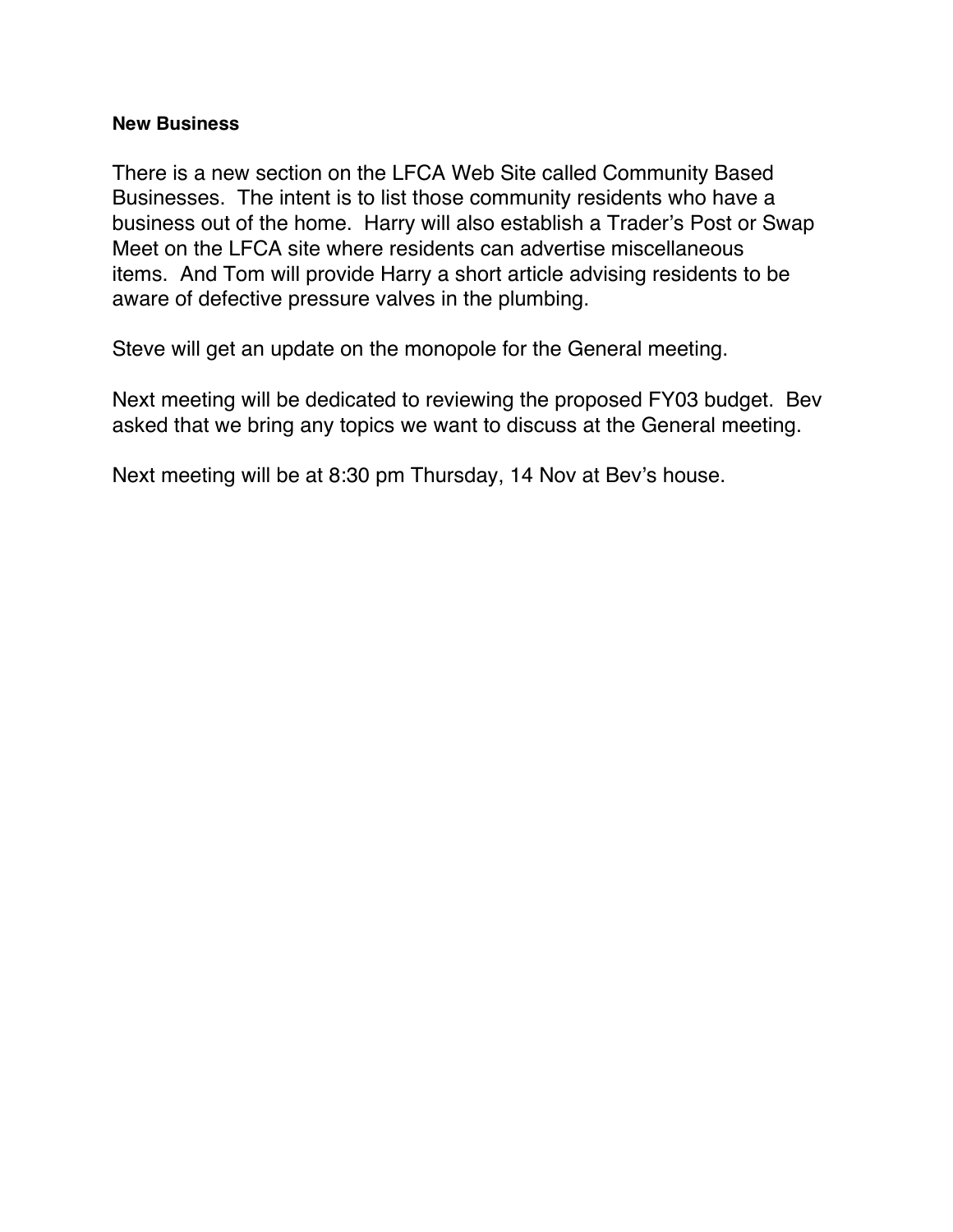**New Business**

There is a new section on the LFCA Web Site called Community Based Businesses.  The intent is to list those community residents who have a business out of the home.  Harry will also establish a Trader's Post or Swap Meet on the LFCA site where residents can advertise miscellaneous items.  And Tom will provide Harry a short article advising residents to be aware of defective pressure valves in the plumbing.

Steve will get an update on the monopole for the General meeting.

Next meeting will be dedicated to reviewing the proposed FY03 budget.  Bev asked that we bring any topics we want to discuss at the General meeting.

Next meeting will be at 8:30 pm Thursday, 14 Nov at Bev's house.